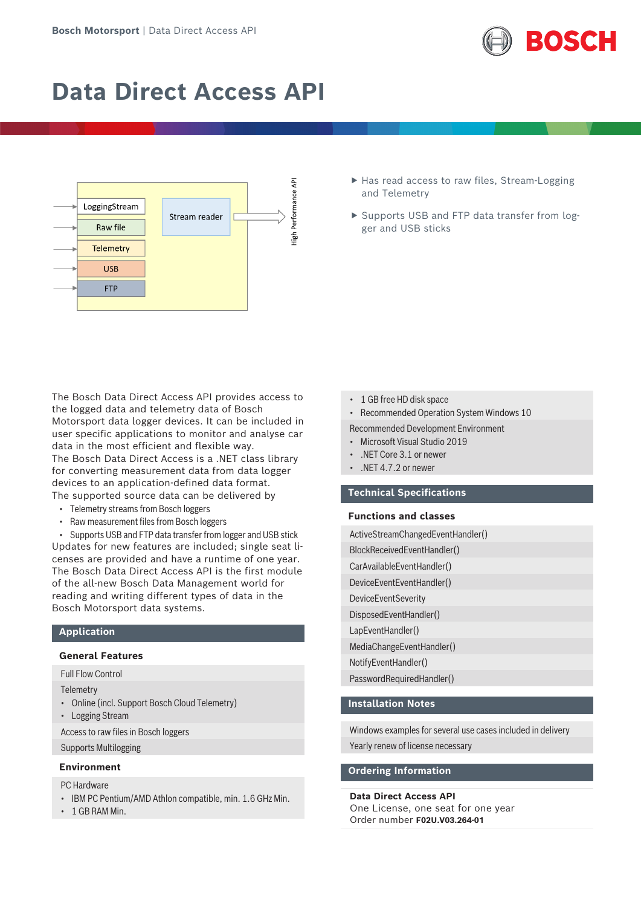# Data Direct Access API

- Has read access to raw files, Stream-Logging and Telemetry
- Supports USB and FTP data transfer from logger and USB sticks

The Bosch Data Direct Access API provides access to the logged data and telemetry data of Bosch Motorsport data logger devices. It can be included in user specific applications to monitor and analyse car data in the most efficient and flexible way.
The Bosch Data Direct Access is a .NET class library for converting measurement data from data logger devices to an application-defined data format.
The supported source data can be delivered by

- Telemetry streams from Bosch loggers
- Raw measurement files from Bosch loggers
- Supports USB and FTP data transfer from logger and USB stick

Updates for new features are included; single seat licenses are provided and have a runtime of one year.
The Bosch Data Direct Access API is the first module of the all-new Bosch Data Management world for reading and writing different types of data in the Bosch Motorsport data systems.

## Application

### General Features

Full Flow Control

Telemetry
- Online (incl. Support Bosch Cloud Telemetry)
- Logging Stream

Access to raw files in Bosch loggers

Supports Multilogging

### Environment

PC Hardware
- IBM PC Pentium/AMD Athlon compatible, min. 1.6 GHz Min.
- 1 GB RAM Min.
- 1 GB free HD disk space
- Recommended Operation System Windows 10

Recommended Development Environment
- Microsoft Visual Studio 2019
- .NET Core 3.1 or newer
- .NET 4.7.2 or newer

## Technical Specifications

### Functions and classes

ActiveStreamChangedEventHandler()

BlockReceivedEventHandler()

CarAvailableEventHandler()

DeviceEventEventHandler()

DeviceEventSeverity

DisposedEventHandler()

LapEventHandler()

MediaChangeEventHandler()

NotifyEventHandler()

PasswordRequiredHandler()

## Installation Notes

Windows examples for several use cases included in delivery

Yearly renew of license necessary

## Ordering Information

**Data Direct Access API**
One License, one seat for one year
Order number **F02U.V03.264-01**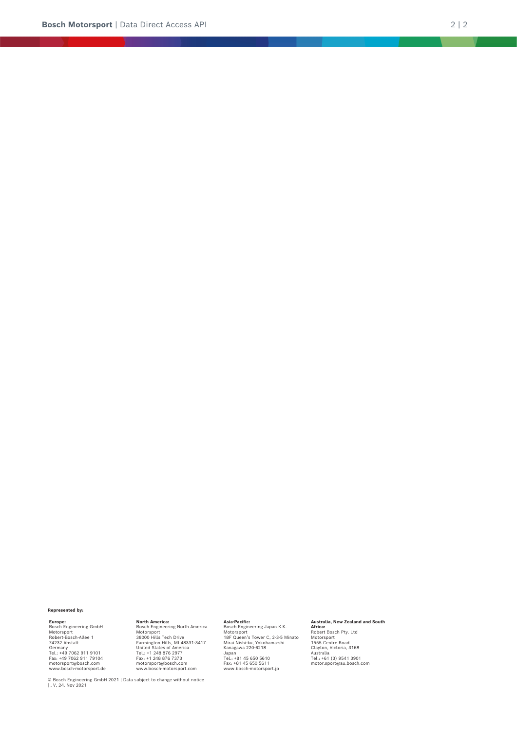**Represented by:**

**Europe:**
Bosch Engineering GmbH
Motorsport
Robert-Bosch-Allee 1
74232 Abstatt
Germany
Tel.: +49 7062 911 9101
Fax: +49 7062 911 79104
motorsport@bosch.com
www.bosch-motorsport.de

**North America:**
Bosch Engineering North America
Motorsport
38000 Hills Tech Drive
Farmington Hills, MI 48331-3417
United States of America
Tel.: +1 248 876 2977
Fax: +1 248 876 7373
motorsport@bosch.com
www.bosch-motorsport.com

**Asia-Pacific:**
Bosch Engineering Japan K.K.
Motorsport
18F Queen's Tower C, 2-3-5 Minato
Mirai Nishi-ku, Yokohama-shi
Kanagawa 220-6218
Japan
Tel.: +81 45 650 5610
Fax: +81 45 650 5611
www.bosch-motorsport.jp

**Australia, New Zealand and South Africa:**
Robert Bosch Pty. Ltd
Motorsport
1555 Centre Road
Clayton, Victoria, 3168
Australia
Tel.: +61 (3) 9541 3901
motor.sport@au.bosch.com

© Bosch Engineering GmbH 2021 | Data subject to change without notice
| , V, 24. Nov 2021